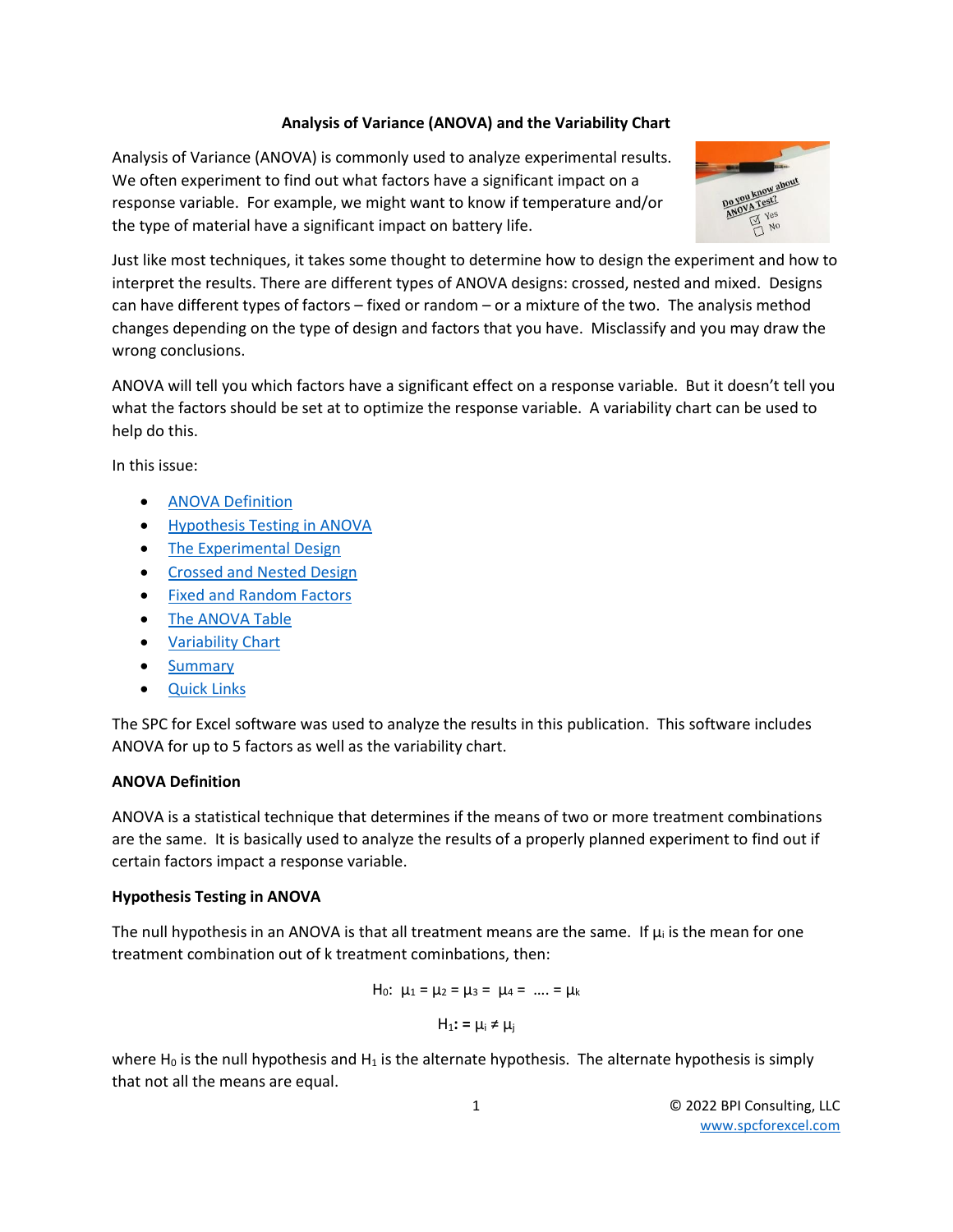# Analysis of Variance (ANOVA) and the Variability Chart

Analysis of Variance (ANOVA) is commonly used to analyze experimental results. We often experiment to find out what factors have a significant impact on a response variable. For example, we might want to know if temperature and/or the type of material have a significant impact on battery life.

Just like most techniques, it takes some thought to determine how to design the experiment and how to interpret the results. There are different types of ANOVA designs: crossed, nested and mixed. Designs can have different types of factors – fixed or random – or a mixture of the two. The analysis method changes depending on the type of design and factors that you have. Misclassify and you may draw the wrong conclusions.

ANOVA will tell you which factors have a significant effect on a response variable. But it doesn't tell you what the factors should be set at to optimize the response variable. A variability chart can be used to help do this.

In this issue:

- ANOVA Definition
- Hypothesis Testing in ANOVA
- The Experimental Design
- Crossed and Nested Design
- Fixed and Random Factors
- The ANOVA Table
- Variability Chart
- Summary
- Quick Links

The SPC for Excel software was used to analyze the results in this publication. This software includes ANOVA for up to 5 factors as well as the variability chart.

## ANOVA Definition

ANOVA is a statistical technique that determines if the means of two or more treatment combinations are the same. It is basically used to analyze the results of a properly planned experiment to find out if certain factors impact a response variable.

## Hypothesis Testing in ANOVA

The null hypothesis in an ANOVA is that all treatment means are the same. If $\mu_i$ is the mean for one treatment combination out of k treatment cominbations, then:

$$H_0: \ \mu_1 = \mu_2 = \mu_3 = \ \mu_4 = \ .... = \mu_k$$

$$H_1: = \mu_i \neq \mu_j$$

where $H_0$ is the null hypothesis and $H_1$ is the alternate hypothesis. The alternate hypothesis is simply that not all the means are equal.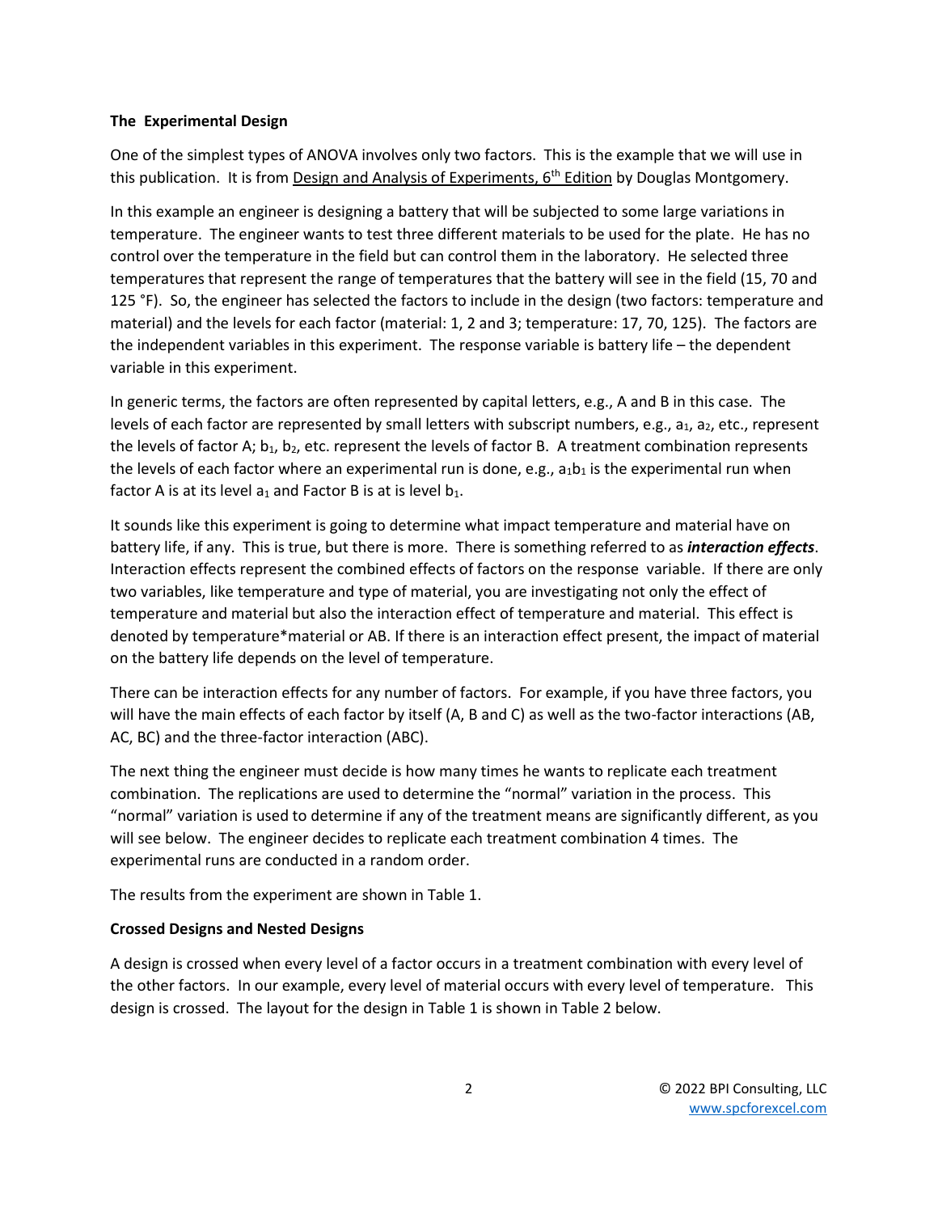### The Experimental Design

One of the simplest types of ANOVA involves only two factors. This is the example that we will use in this publication. It is from Design and Analysis of Experiments, 6th Edition by Douglas Montgomery.

In this example an engineer is designing a battery that will be subjected to some large variations in temperature. The engineer wants to test three different materials to be used for the plate. He has no control over the temperature in the field but can control them in the laboratory. He selected three temperatures that represent the range of temperatures that the battery will see in the field (15, 70 and 125 °F). So, the engineer has selected the factors to include in the design (two factors: temperature and material) and the levels for each factor (material: 1, 2 and 3; temperature: 17, 70, 125). The factors are the independent variables in this experiment. The response variable is battery life – the dependent variable in this experiment.

In generic terms, the factors are often represented by capital letters, e.g., A and B in this case. The levels of each factor are represented by small letters with subscript numbers, e.g., $a_1$, $a_2$, etc., represent the levels of factor A; $b_1$, $b_2$, etc. represent the levels of factor B. A treatment combination represents the levels of each factor where an experimental run is done, e.g., $a_1b_1$ is the experimental run when factor A is at its level $a_1$ and Factor B is at is level $b_1$.

It sounds like this experiment is going to determine what impact temperature and material have on battery life, if any. This is true, but there is more. There is something referred to as ***interaction effects***. Interaction effects represent the combined effects of factors on the response variable. If there are only two variables, like temperature and type of material, you are investigating not only the effect of temperature and material but also the interaction effect of temperature and material. This effect is denoted by temperature*material or AB. If there is an interaction effect present, the impact of material on the battery life depends on the level of temperature.

There can be interaction effects for any number of factors. For example, if you have three factors, you will have the main effects of each factor by itself (A, B and C) as well as the two-factor interactions (AB, AC, BC) and the three-factor interaction (ABC).

The next thing the engineer must decide is how many times he wants to replicate each treatment combination. The replications are used to determine the "normal" variation in the process. This "normal" variation is used to determine if any of the treatment means are significantly different, as you will see below. The engineer decides to replicate each treatment combination 4 times. The experimental runs are conducted in a random order.

The results from the experiment are shown in Table 1.

### Crossed Designs and Nested Designs

A design is crossed when every level of a factor occurs in a treatment combination with every level of the other factors. In our example, every level of material occurs with every level of temperature. This design is crossed. The layout for the design in Table 1 is shown in Table 2 below.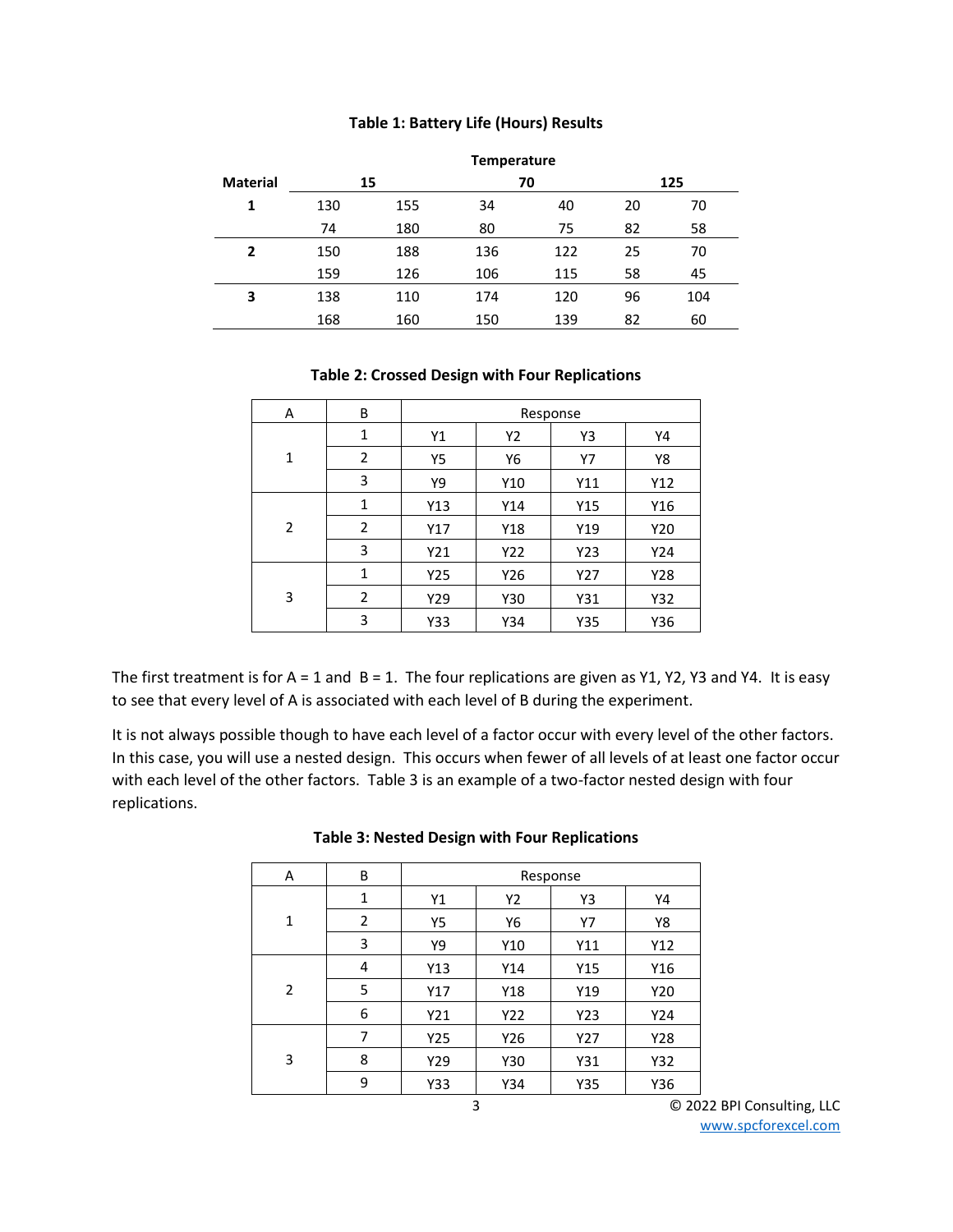**Table 1: Battery Life (Hours) Results**

| Material | Temperature | | | | | |
|---|---|---|---|---|---|---|
| | 15 | | 70 | | 125 | |
| 1 | 130 | 155 | 34 | 40 | 20 | 70 |
| | 74 | 180 | 80 | 75 | 82 | 58 |
| 2 | 150 | 188 | 136 | 122 | 25 | 70 |
| | 159 | 126 | 106 | 115 | 58 | 45 |
| 3 | 138 | 110 | 174 | 120 | 96 | 104 |
| | 168 | 160 | 150 | 139 | 82 | 60 |

**Table 2: Crossed Design with Four Replications**

| A | B | Response | | | |
|---|---|---|---|---|---|
| 1 | 1 | Y1 | Y2 | Y3 | Y4 |
| | 2 | Y5 | Y6 | Y7 | Y8 |
| | 3 | Y9 | Y10 | Y11 | Y12 |
| 2 | 1 | Y13 | Y14 | Y15 | Y16 |
| | 2 | Y17 | Y18 | Y19 | Y20 |
| | 3 | Y21 | Y22 | Y23 | Y24 |
| 3 | 1 | Y25 | Y26 | Y27 | Y28 |
| | 2 | Y29 | Y30 | Y31 | Y32 |
| | 3 | Y33 | Y34 | Y35 | Y36 |

The first treatment is for A = 1 and B = 1. The four replications are given as Y1, Y2, Y3 and Y4. It is easy to see that every level of A is associated with each level of B during the experiment.

It is not always possible though to have each level of a factor occur with every level of the other factors. In this case, you will use a nested design. This occurs when fewer of all levels of at least one factor occur with each level of the other factors. Table 3 is an example of a two-factor nested design with four replications.

**Table 3: Nested Design with Four Replications**

| A | B | Response | | | |
|---|---|---|---|---|---|
| 1 | 1 | Y1 | Y2 | Y3 | Y4 |
| | 2 | Y5 | Y6 | Y7 | Y8 |
| | 3 | Y9 | Y10 | Y11 | Y12 |
| 2 | 4 | Y13 | Y14 | Y15 | Y16 |
| | 5 | Y17 | Y18 | Y19 | Y20 |
| | 6 | Y21 | Y22 | Y23 | Y24 |
| 3 | 7 | Y25 | Y26 | Y27 | Y28 |
| | 8 | Y29 | Y30 | Y31 | Y32 |
| | 9 | Y33 | Y34 | Y35 | Y36 |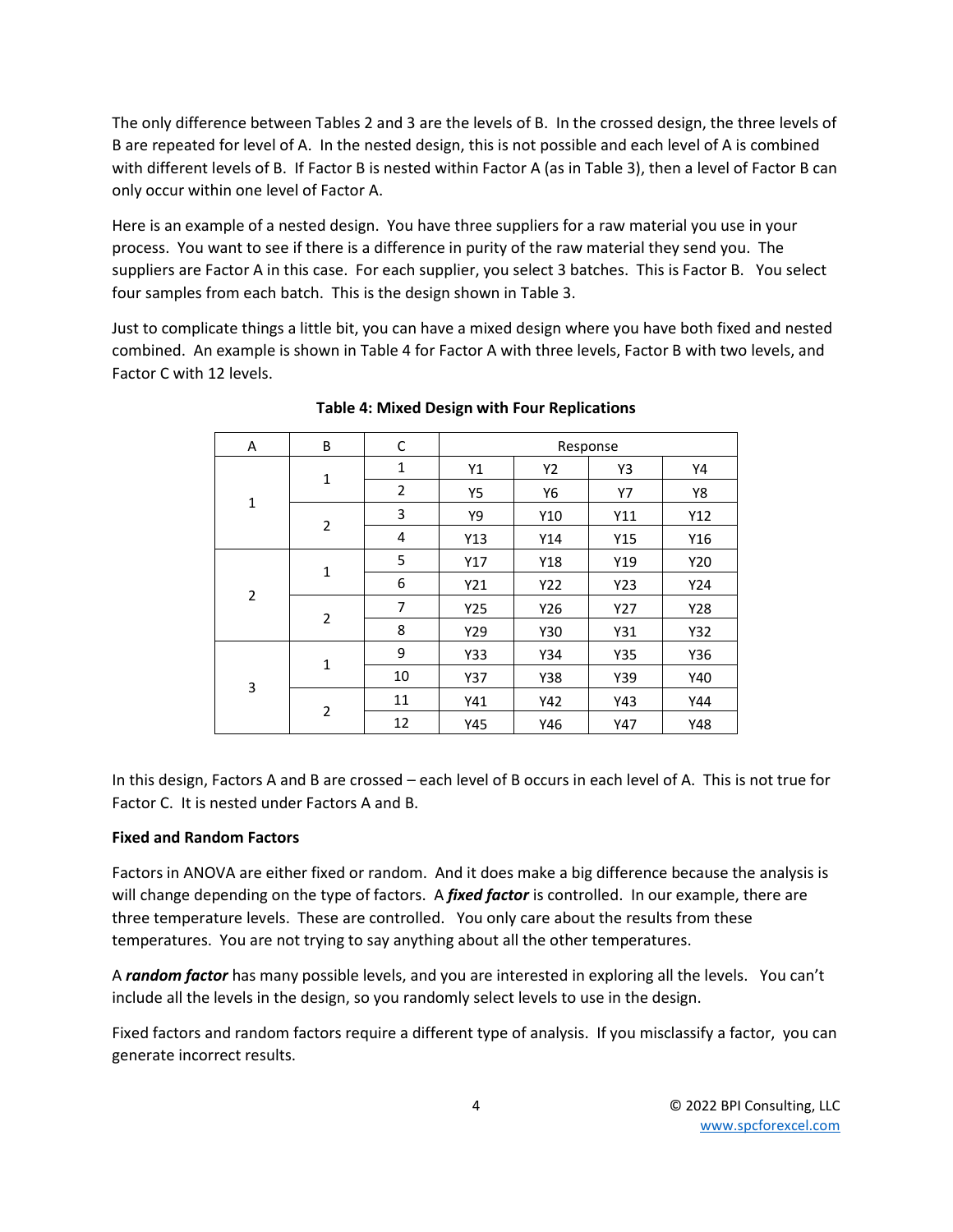The only difference between Tables 2 and 3 are the levels of B. In the crossed design, the three levels of B are repeated for level of A. In the nested design, this is not possible and each level of A is combined with different levels of B. If Factor B is nested within Factor A (as in Table 3), then a level of Factor B can only occur within one level of Factor A.

Here is an example of a nested design. You have three suppliers for a raw material you use in your process. You want to see if there is a difference in purity of the raw material they send you. The suppliers are Factor A in this case. For each supplier, you select 3 batches. This is Factor B. You select four samples from each batch. This is the design shown in Table 3.

Just to complicate things a little bit, you can have a mixed design where you have both fixed and nested combined. An example is shown in Table 4 for Factor A with three levels, Factor B with two levels, and Factor C with 12 levels.

**Table 4: Mixed Design with Four Replications**

| A | B | C | Response | | | |
|---|---|---|---|---|---|---|
| 1 | 1 | 1 | Y1 | Y2 | Y3 | Y4 |
| | | 2 | Y5 | Y6 | Y7 | Y8 |
| | 2 | 3 | Y9 | Y10 | Y11 | Y12 |
| | | 4 | Y13 | Y14 | Y15 | Y16 |
| 2 | 1 | 5 | Y17 | Y18 | Y19 | Y20 |
| | | 6 | Y21 | Y22 | Y23 | Y24 |
| | 2 | 7 | Y25 | Y26 | Y27 | Y28 |
| | | 8 | Y29 | Y30 | Y31 | Y32 |
| 3 | 1 | 9 | Y33 | Y34 | Y35 | Y36 |
| | | 10 | Y37 | Y38 | Y39 | Y40 |
| | 2 | 11 | Y41 | Y42 | Y43 | Y44 |
| | | 12 | Y45 | Y46 | Y47 | Y48 |

In this design, Factors A and B are crossed – each level of B occurs in each level of A. This is not true for Factor C. It is nested under Factors A and B.

**Fixed and Random Factors**

Factors in ANOVA are either fixed or random. And it does make a big difference because the analysis is will change depending on the type of factors. A ***fixed factor*** is controlled. In our example, there are three temperature levels. These are controlled. You only care about the results from these temperatures. You are not trying to say anything about all the other temperatures.

A ***random factor*** has many possible levels, and you are interested in exploring all the levels. You can't include all the levels in the design, so you randomly select levels to use in the design.

Fixed factors and random factors require a different type of analysis. If you misclassify a factor, you can generate incorrect results.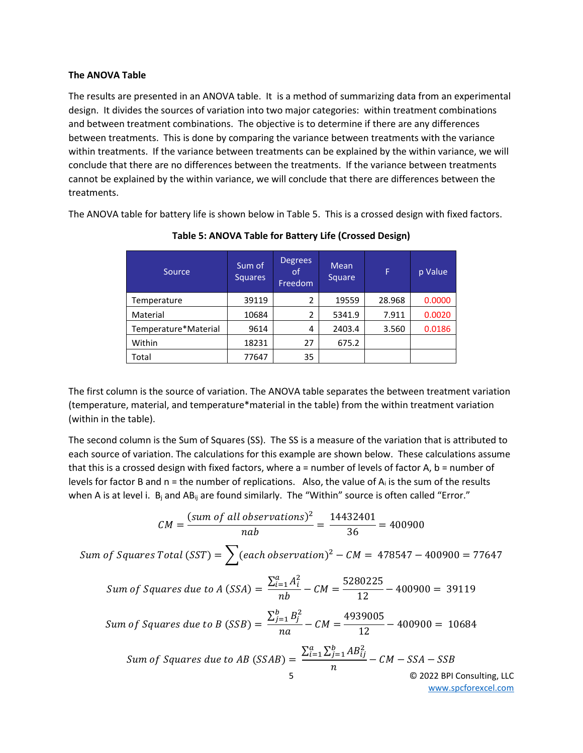**The ANOVA Table**

The results are presented in an ANOVA table. It is a method of summarizing data from an experimental design. It divides the sources of variation into two major categories: within treatment combinations and between treatment combinations. The objective is to determine if there are any differences between treatments. This is done by comparing the variance between treatments with the variance within treatments. If the variance between treatments can be explained by the within variance, we will conclude that there are no differences between the treatments. If the variance between treatments cannot be explained by the within variance, we will conclude that there are differences between the treatments.

The ANOVA table for battery life is shown below in Table 5. This is a crossed design with fixed factors.

**Table 5: ANOVA Table for Battery Life (Crossed Design)**

| Source | Sum of Squares | Degrees of Freedom | Mean Square | F | p Value |
|---|---|---|---|---|---|
| Temperature | 39119 | 2 | 19559 | 28.968 | 0.0000 |
| Material | 10684 | 2 | 5341.9 | 7.911 | 0.0020 |
| Temperature*Material | 9614 | 4 | 2403.4 | 3.560 | 0.0186 |
| Within | 18231 | 27 | 675.2 | | |
| Total | 77647 | 35 | | | |

The first column is the source of variation. The ANOVA table separates the between treatment variation (temperature, material, and temperature*material in the table) from the within treatment variation (within in the table).

The second column is the Sum of Squares (SS). The SS is a measure of the variation that is attributed to each source of variation. The calculations for this example are shown below. These calculations assume that this is a crossed design with fixed factors, where a = number of levels of factor A, b = number of levels for factor B and n = the number of replications. Also, the value of $A_i$ is the sum of the results when A is at level i. $B_j$ and $AB_{ij}$ are found similarly. The "Within" source is often called "Error."

$$CM = \frac{(sum\ of\ all\ observations)^2}{nab} = \frac{14432401}{36} = 400900$$

$$Sum\ of\ Squares\ Total\ (SST) = \sum (each\ observation)^2 - CM = 478547 - 400900 = 77647$$

$$Sum\ of\ Squares\ due\ to\ A\ (SSA) = \frac{\sum_{i=1}^{a} A_i^2}{nb} - CM = \frac{5280225}{12} - 400900 = 39119$$

$$Sum\ of\ Squares\ due\ to\ B\ (SSB) = \frac{\sum_{j=1}^{b} B_j^2}{na} - CM = \frac{4939005}{12} - 400900 = 10684$$

$$Sum\ of\ Squares\ due\ to\ AB\ (SSAB) = \frac{\sum_{i=1}^{a}\sum_{j=1}^{b} AB_{ij}^2}{n} - CM - SSA - SSB$$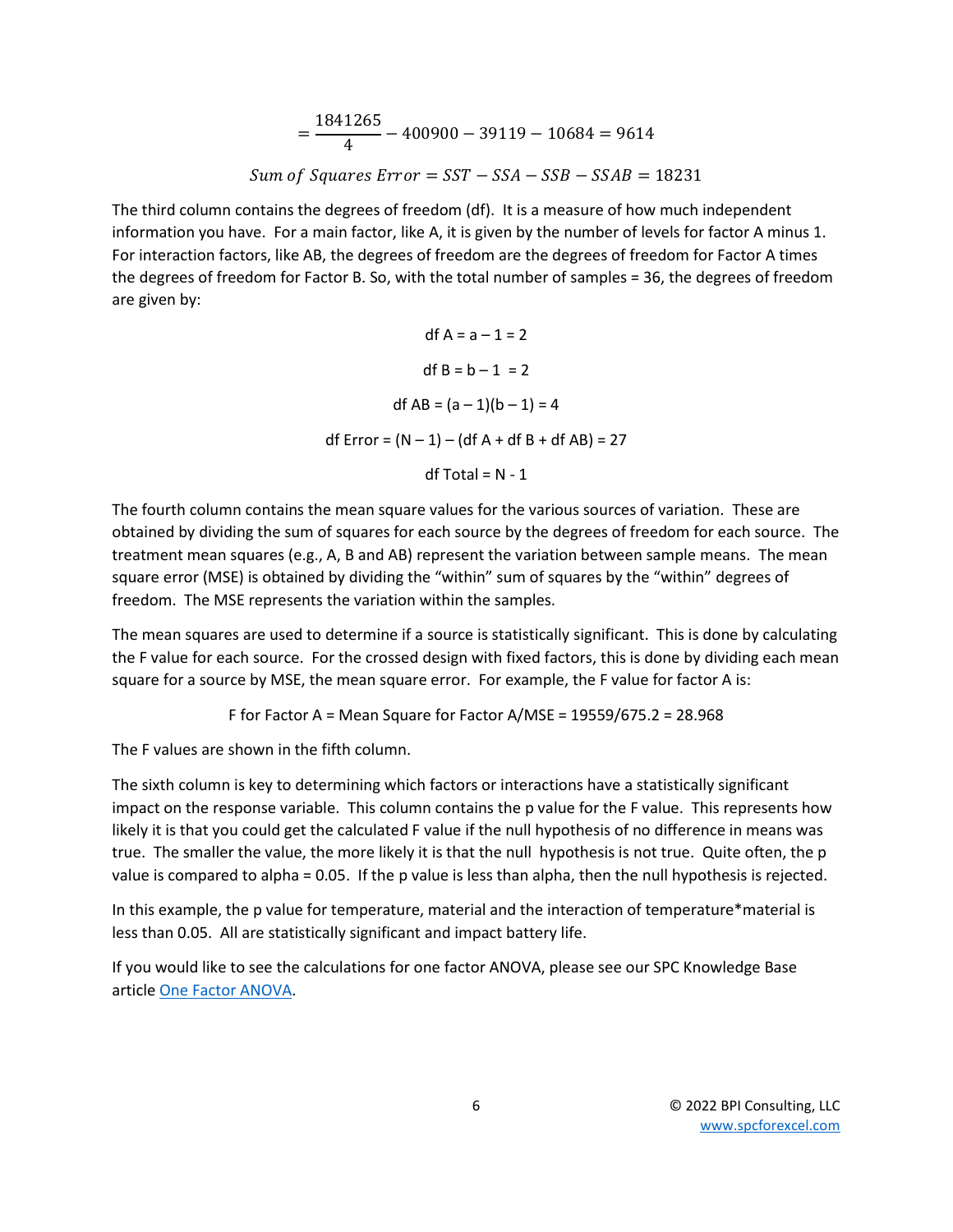$$= \frac{1841265}{4} - 400900 - 39119 - 10684 = 9614$$

$$Sum\ of\ Squares\ Error = SST - SSA - SSB - SSAB = 18231$$

The third column contains the degrees of freedom (df). It is a measure of how much independent information you have. For a main factor, like A, it is given by the number of levels for factor A minus 1. For interaction factors, like AB, the degrees of freedom are the degrees of freedom for Factor A times the degrees of freedom for Factor B. So, with the total number of samples = 36, the degrees of freedom are given by:

df A = a – 1 = 2

df B = b – 1 = 2

df AB = (a – 1)(b – 1) = 4

df Error = (N – 1) – (df A + df B + df AB) = 27

df Total = N - 1

The fourth column contains the mean square values for the various sources of variation. These are obtained by dividing the sum of squares for each source by the degrees of freedom for each source. The treatment mean squares (e.g., A, B and AB) represent the variation between sample means. The mean square error (MSE) is obtained by dividing the "within" sum of squares by the "within" degrees of freedom. The MSE represents the variation within the samples.

The mean squares are used to determine if a source is statistically significant. This is done by calculating the F value for each source. For the crossed design with fixed factors, this is done by dividing each mean square for a source by MSE, the mean square error. For example, the F value for factor A is:

F for Factor A = Mean Square for Factor A/MSE = 19559/675.2 = 28.968

The F values are shown in the fifth column.

The sixth column is key to determining which factors or interactions have a statistically significant impact on the response variable. This column contains the p value for the F value. This represents how likely it is that you could get the calculated F value if the null hypothesis of no difference in means was true. The smaller the value, the more likely it is that the null hypothesis is not true. Quite often, the p value is compared to alpha = 0.05. If the p value is less than alpha, then the null hypothesis is rejected.

In this example, the p value for temperature, material and the interaction of temperature*material is less than 0.05. All are statistically significant and impact battery life.

If you would like to see the calculations for one factor ANOVA, please see our SPC Knowledge Base article One Factor ANOVA.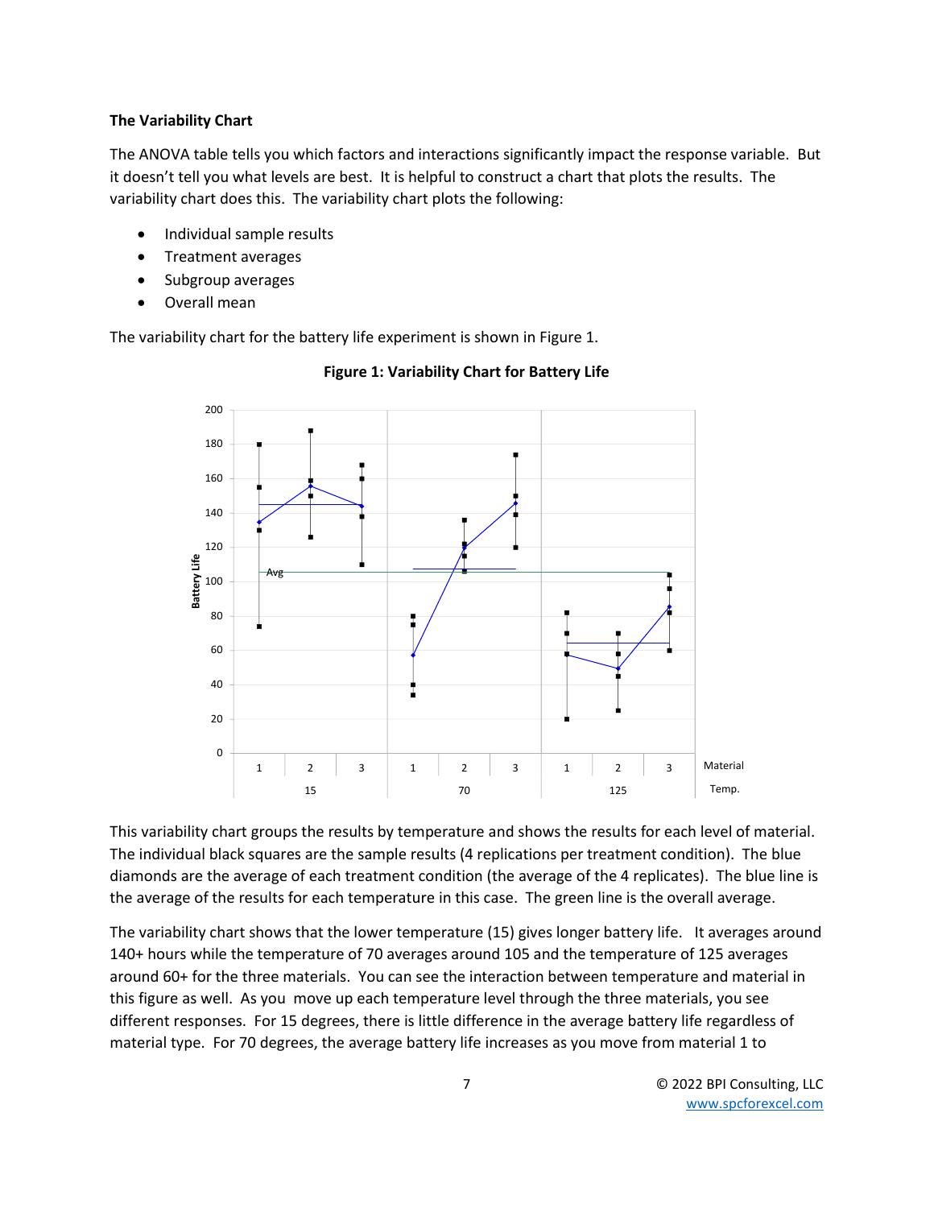### The Variability Chart

The ANOVA table tells you which factors and interactions significantly impact the response variable. But it doesn't tell you what levels are best. It is helpful to construct a chart that plots the results. The variability chart does this. The variability chart plots the following:

- Individual sample results
- Treatment averages
- Subgroup averages
- Overall mean

The variability chart for the battery life experiment is shown in Figure 1.

**Figure 1: Variability Chart for Battery Life**

This variability chart groups the results by temperature and shows the results for each level of material. The individual black squares are the sample results (4 replications per treatment condition). The blue diamonds are the average of each treatment condition (the average of the 4 replicates). The blue line is the average of the results for each temperature in this case. The green line is the overall average.

The variability chart shows that the lower temperature (15) gives longer battery life. It averages around 140+ hours while the temperature of 70 averages around 105 and the temperature of 125 averages around 60+ for the three materials. You can see the interaction between temperature and material in this figure as well. As you move up each temperature level through the three materials, you see different responses. For 15 degrees, there is little difference in the average battery life regardless of material type. For 70 degrees, the average battery life increases as you move from material 1 to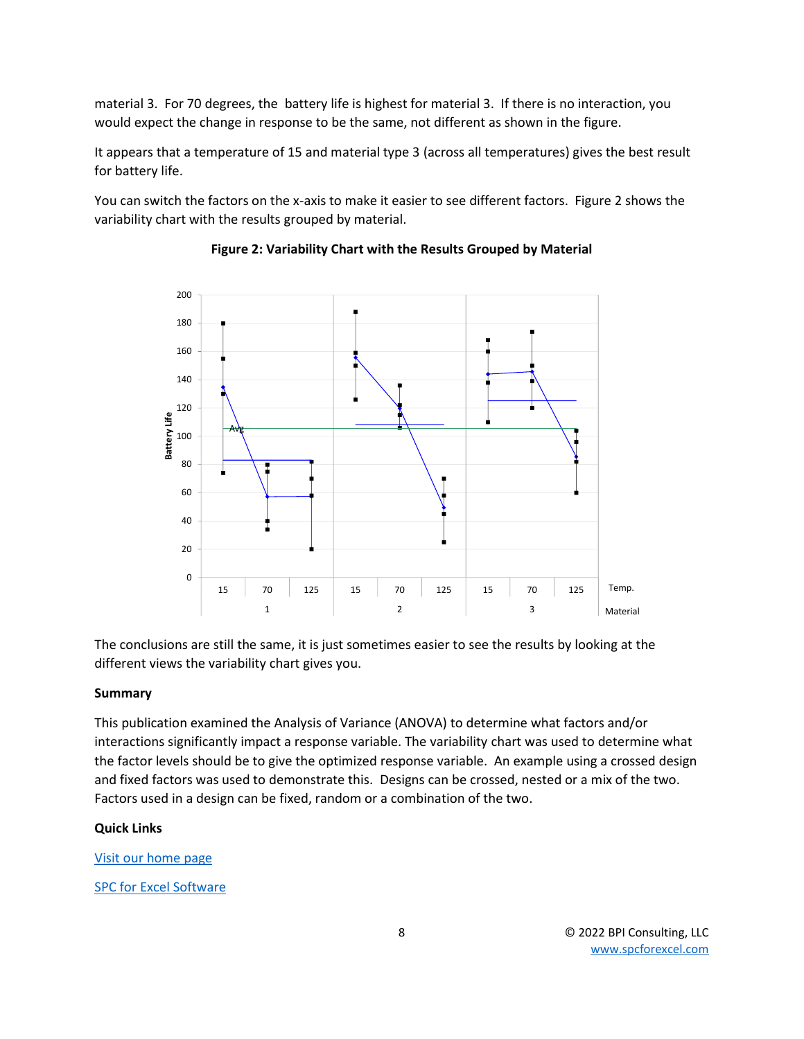material 3. For 70 degrees, the battery life is highest for material 3. If there is no interaction, you would expect the change in response to be the same, not different as shown in the figure.

It appears that a temperature of 15 and material type 3 (across all temperatures) gives the best result for battery life.

You can switch the factors on the x-axis to make it easier to see different factors. Figure 2 shows the variability chart with the results grouped by material.

**Figure 2: Variability Chart with the Results Grouped by Material**

The conclusions are still the same, it is just sometimes easier to see the results by looking at the different views the variability chart gives you.

### Summary

This publication examined the Analysis of Variance (ANOVA) to determine what factors and/or interactions significantly impact a response variable. The variability chart was used to determine what the factor levels should be to give the optimized response variable. An example using a crossed design and fixed factors was used to demonstrate this. Designs can be crossed, nested or a mix of the two. Factors used in a design can be fixed, random or a combination of the two.

### Quick Links

[Visit our home page]()

[SPC for Excel Software]()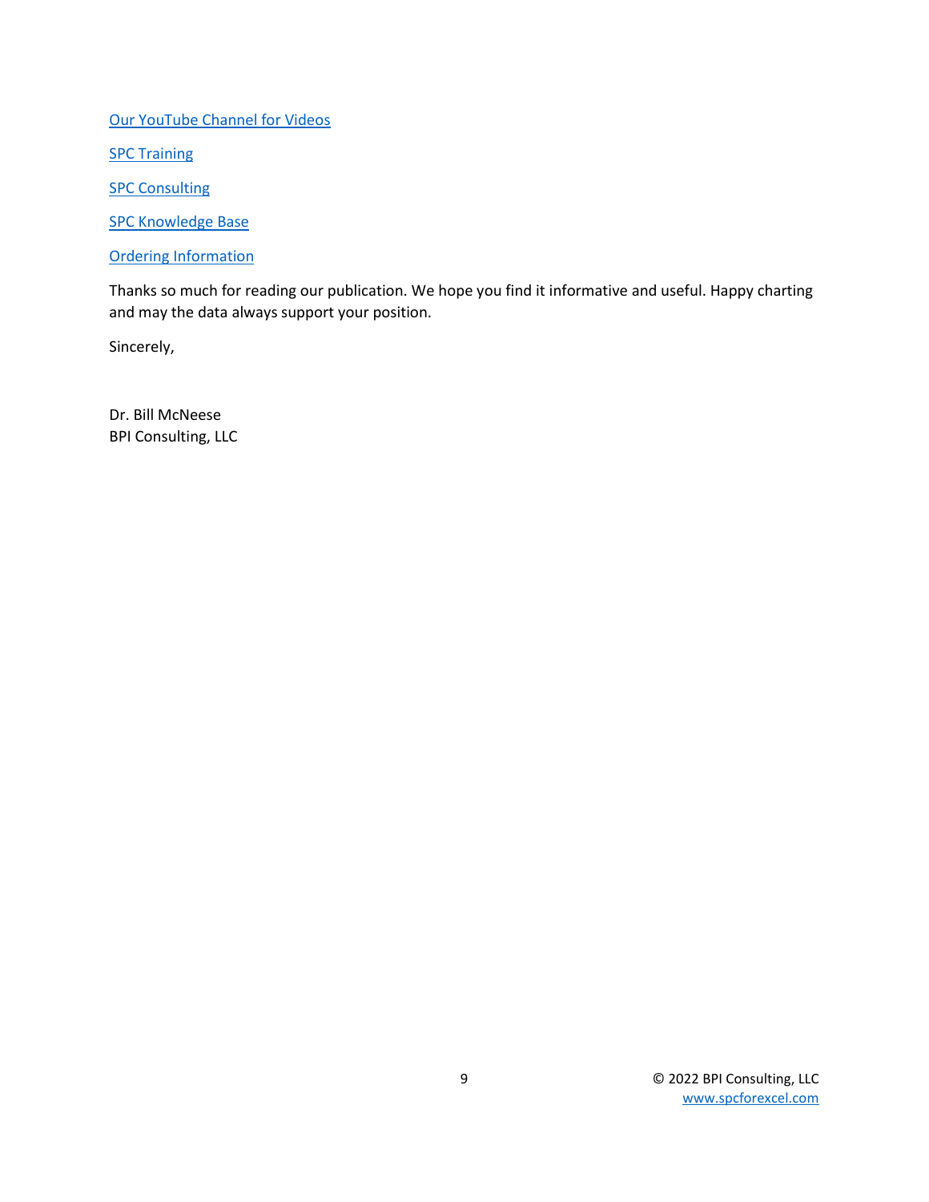Our YouTube Channel for Videos

SPC Training

SPC Consulting

SPC Knowledge Base

Ordering Information

Thanks so much for reading our publication. We hope you find it informative and useful. Happy charting and may the data always support your position.

Sincerely,

Dr. Bill McNeese
BPI Consulting, LLC